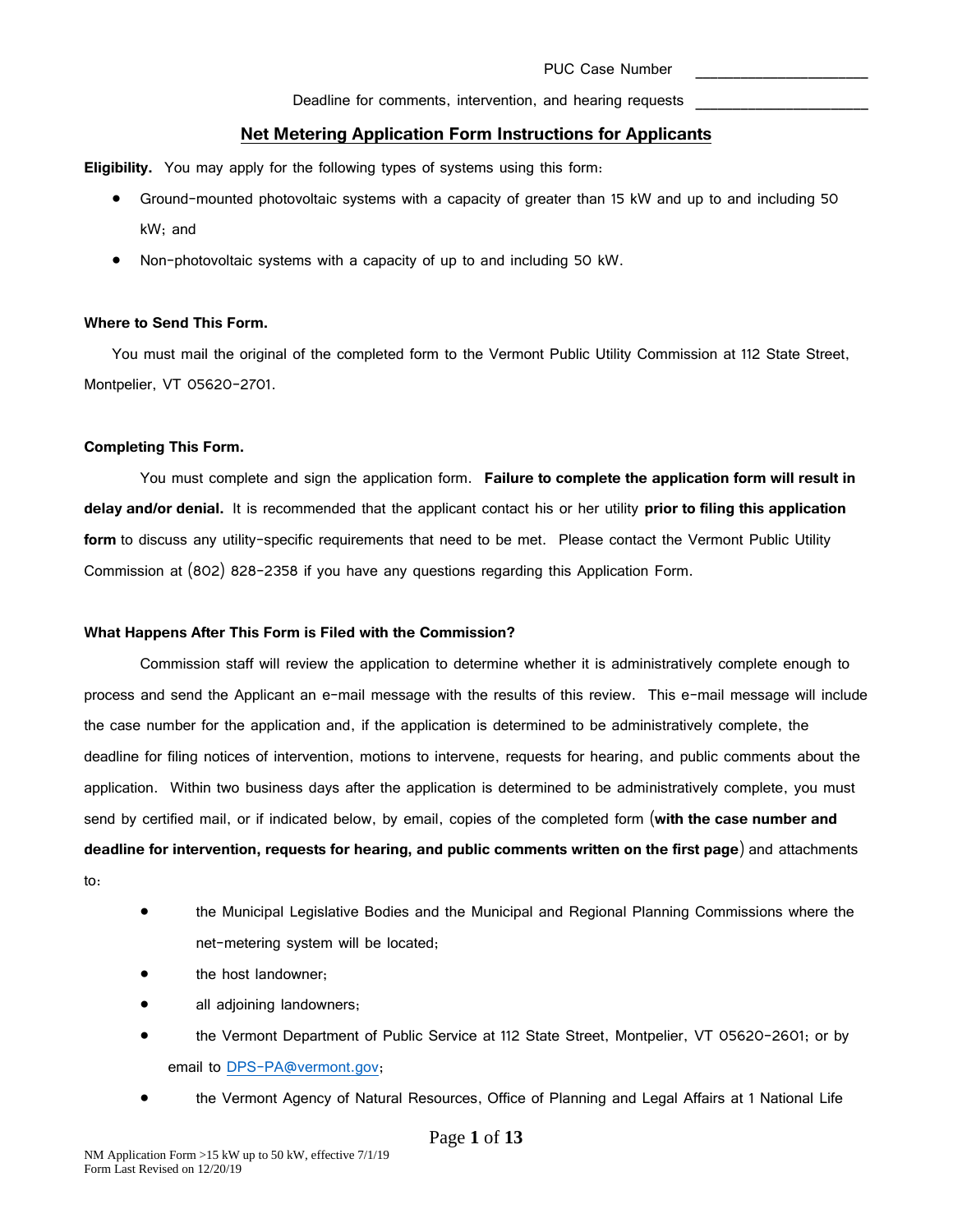PUC Case Number \_\_\_\_\_\_\_\_\_\_\_\_\_\_\_\_\_\_\_\_\_

Deadline for comments, intervention, and hearing requests \_\_\_\_\_\_\_\_\_\_\_\_\_\_\_\_\_\_\_\_\_

## Net Metering Application Form Instructions for Applicants

**Eligibility.** You may apply for the following types of systems using this form:

- Ground-mounted photovoltaic systems with a capacity of greater than 15 kW and up to and including 50 kW; and
- Non-photovoltaic systems with a capacity of up to and including 50 kW.

**Where to Send This Form.**

You must mail the original of the completed form to the Vermont Public Utility Commission at 112 State Street, Montpelier, VT 05620-2701.

**Completing This Form.**

You must complete and sign the application form. **Failure to complete the application form will result in delay and/or denial.** It is recommended that the applicant contact his or her utility **prior to filing this application form** to discuss any utility-specific requirements that need to be met. Please contact the Vermont Public Utility Commission at (802) 828-2358 if you have any questions regarding this Application Form.

**What Happens After This Form is Filed with the Commission?**

Commission staff will review the application to determine whether it is administratively complete enough to process and send the Applicant an e-mail message with the results of this review. This e-mail message will include the case number for the application and, if the application is determined to be administratively complete, the deadline for filing notices of intervention, motions to intervene, requests for hearing, and public comments about the application. Within two business days after the application is determined to be administratively complete, you must send by certified mail, or if indicated below, by email, copies of the completed form (**with the case number and deadline for intervention, requests for hearing, and public comments written on the first page**) and attachments to:

- the Municipal Legislative Bodies and the Municipal and Regional Planning Commissions where the net-metering system will be located;
- the host landowner;
- all adjoining landowners;
- the Vermont Department of Public Service at 112 State Street, Montpelier, VT 05620-2601; or by email to DPS-PA@vermont.gov;
- the Vermont Agency of Natural Resources, Office of Planning and Legal Affairs at 1 National Life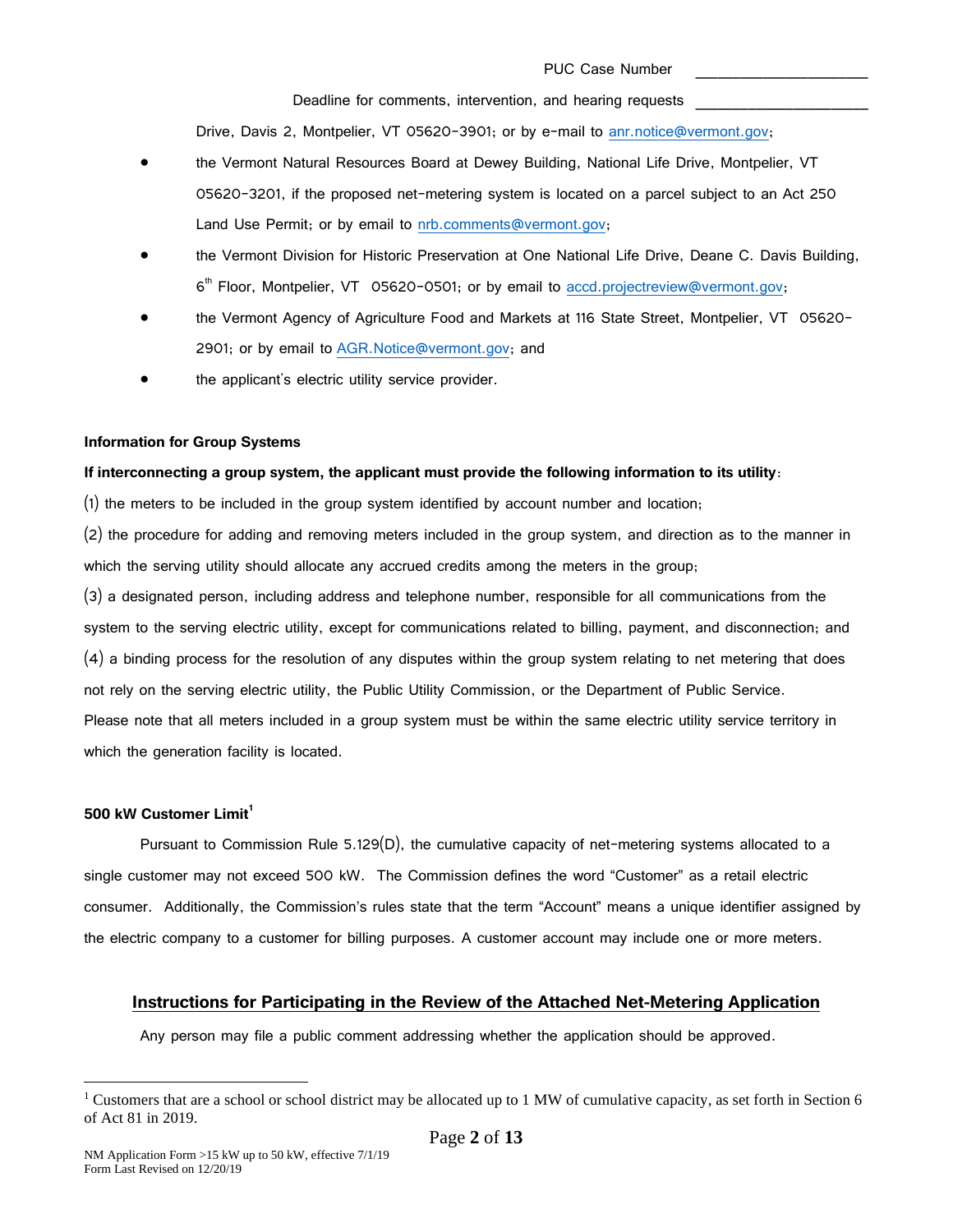PUC Case Number ____________________

Deadline for comments, intervention, and hearing requests ____________________

Drive, Davis 2, Montpelier, VT 05620-3901; or by e-mail to anr.notice@vermont.gov;

- the Vermont Natural Resources Board at Dewey Building, National Life Drive, Montpelier, VT 05620-3201, if the proposed net-metering system is located on a parcel subject to an Act 250 Land Use Permit; or by email to nrb.comments@vermont.gov;
- the Vermont Division for Historic Preservation at One National Life Drive, Deane C. Davis Building, 6th Floor, Montpelier, VT 05620-0501; or by email to accd.projectreview@vermont.gov;
- the Vermont Agency of Agriculture Food and Markets at 116 State Street, Montpelier, VT 05620-2901; or by email to AGR.Notice@vermont.gov; and
- the applicant's electric utility service provider.

**Information for Group Systems**

**If interconnecting a group system, the applicant must provide the following information to its utility**:

(1) the meters to be included in the group system identified by account number and location;

(2) the procedure for adding and removing meters included in the group system, and direction as to the manner in which the serving utility should allocate any accrued credits among the meters in the group;

(3) a designated person, including address and telephone number, responsible for all communications from the system to the serving electric utility, except for communications related to billing, payment, and disconnection; and

(4) a binding process for the resolution of any disputes within the group system relating to net metering that does not rely on the serving electric utility, the Public Utility Commission, or the Department of Public Service.

Please note that all meters included in a group system must be within the same electric utility service territory in which the generation facility is located.

**500 kW Customer Limit**[1]

Pursuant to Commission Rule 5.129(D), the cumulative capacity of net-metering systems allocated to a single customer may not exceed 500 kW. The Commission defines the word "Customer" as a retail electric consumer. Additionally, the Commission's rules state that the term "Account" means a unique identifier assigned by the electric company to a customer for billing purposes. A customer account may include one or more meters.

## Instructions for Participating in the Review of the Attached Net-Metering Application

Any person may file a public comment addressing whether the application should be approved.

[1] Customers that are a school or school district may be allocated up to 1 MW of cumulative capacity, as set forth in Section 6 of Act 81 in 2019.

NM Application Form >15 kW up to 50 kW, effective 7/1/19
Form Last Revised on 12/20/19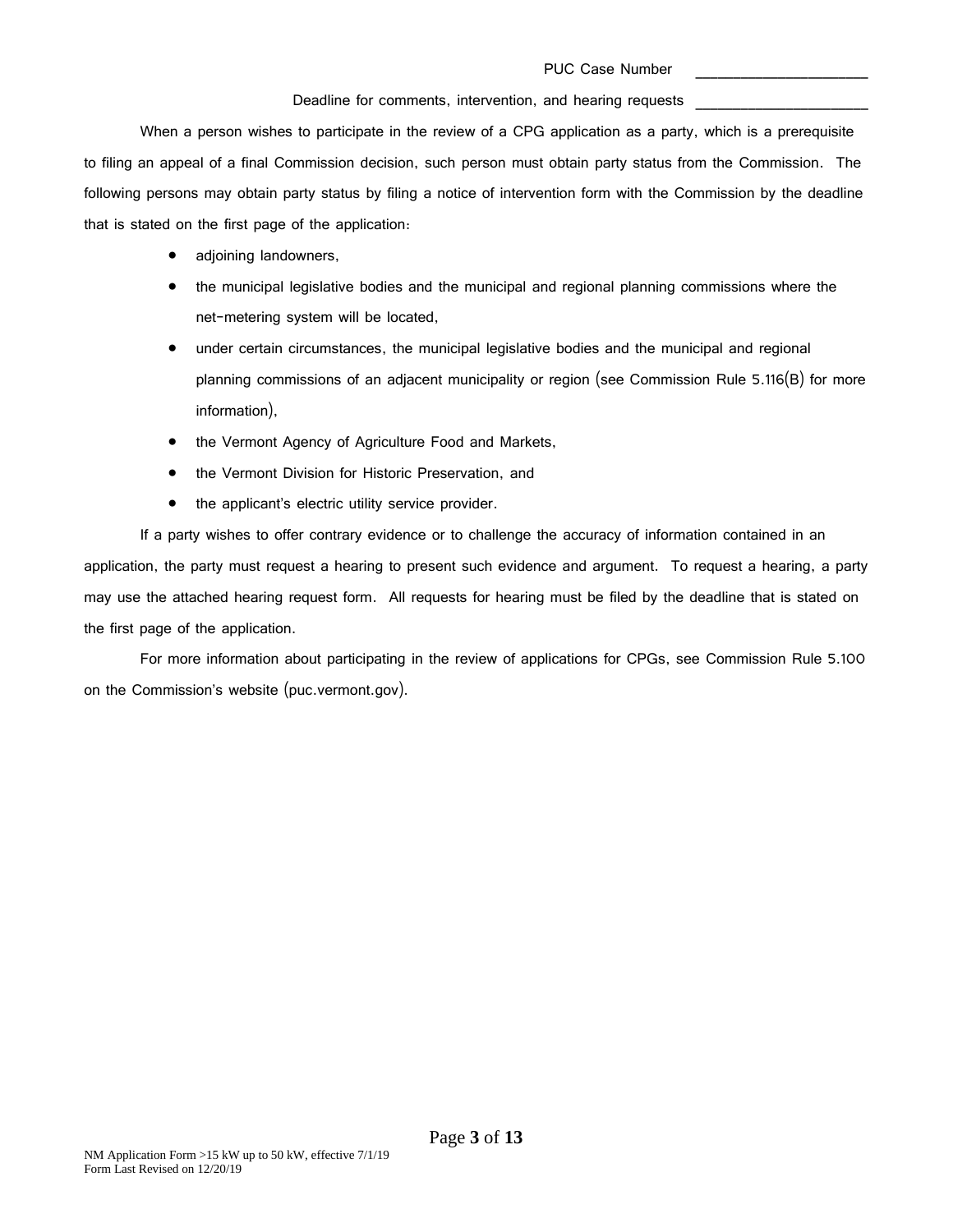PUC Case Number \_\_\_\_\_\_\_\_\_\_\_\_\_\_\_\_\_\_\_\_\_\_\_

Deadline for comments, intervention, and hearing requests \_\_\_\_\_\_\_\_\_\_\_\_\_\_\_\_\_\_\_\_\_\_\_

When a person wishes to participate in the review of a CPG application as a party, which is a prerequisite to filing an appeal of a final Commission decision, such person must obtain party status from the Commission. The following persons may obtain party status by filing a notice of intervention form with the Commission by the deadline that is stated on the first page of the application:

- adjoining landowners,
- the municipal legislative bodies and the municipal and regional planning commissions where the net-metering system will be located,
- under certain circumstances, the municipal legislative bodies and the municipal and regional planning commissions of an adjacent municipality or region (see Commission Rule 5.116(B) for more information),
- the Vermont Agency of Agriculture Food and Markets,
- the Vermont Division for Historic Preservation, and
- the applicant's electric utility service provider.

If a party wishes to offer contrary evidence or to challenge the accuracy of information contained in an application, the party must request a hearing to present such evidence and argument. To request a hearing, a party may use the attached hearing request form. All requests for hearing must be filed by the deadline that is stated on the first page of the application.

For more information about participating in the review of applications for CPGs, see Commission Rule 5.100 on the Commission's website (puc.vermont.gov).

NM Application Form >15 kW up to 50 kW, effective 7/1/19
Form Last Revised on 12/20/19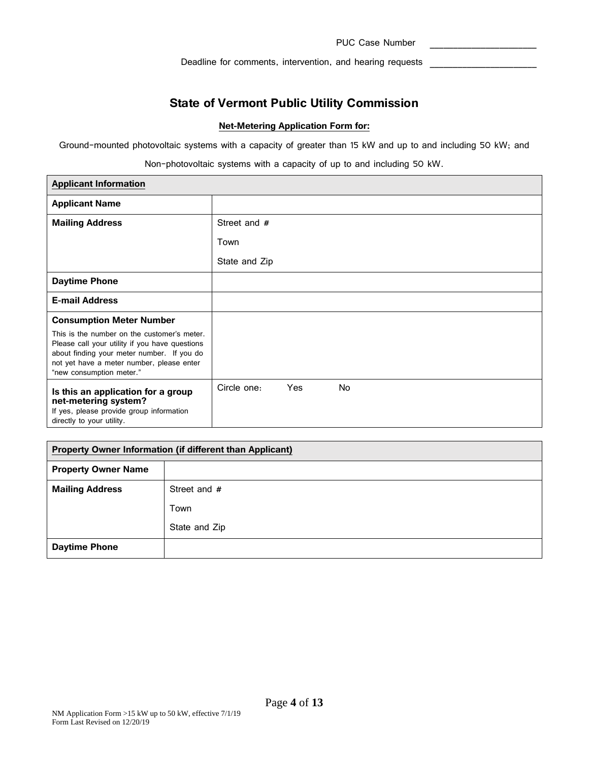PUC Case Number \_\_\_\_\_\_\_\_\_\_\_\_\_\_\_\_\_\_\_\_\_\_

Deadline for comments, intervention, and hearing requests \_\_\_\_\_\_\_\_\_\_\_\_\_\_\_\_\_\_\_\_\_\_

# State of Vermont Public Utility Commission

**Net-Metering Application Form for:**

Ground-mounted photovoltaic systems with a capacity of greater than 15 kW and up to and including 50 kW; and

Non-photovoltaic systems with a capacity of up to and including 50 kW.

| **Applicant Information** | |
|---|---|
| **Applicant Name** | |
| **Mailing Address** | Street and #<br>Town<br>State and Zip |
| **Daytime Phone** | |
| **E-mail Address** | |
| **Consumption Meter Number**<br>This is the number on the customer's meter. Please call your utility if you have questions about finding your meter number. If you do not yet have a meter number, please enter "new consumption meter." | |
| **Is this an application for a group net-metering system?**<br>If yes, please provide group information directly to your utility. | Circle one: Yes No |

| **Property Owner Information (if different than Applicant)** | |
|---|---|
| **Property Owner Name** | |
| **Mailing Address** | Street and #<br>Town<br>State and Zip |
| **Daytime Phone** | |

NM Application Form >15 kW up to 50 kW, effective 7/1/19
Form Last Revised on 12/20/19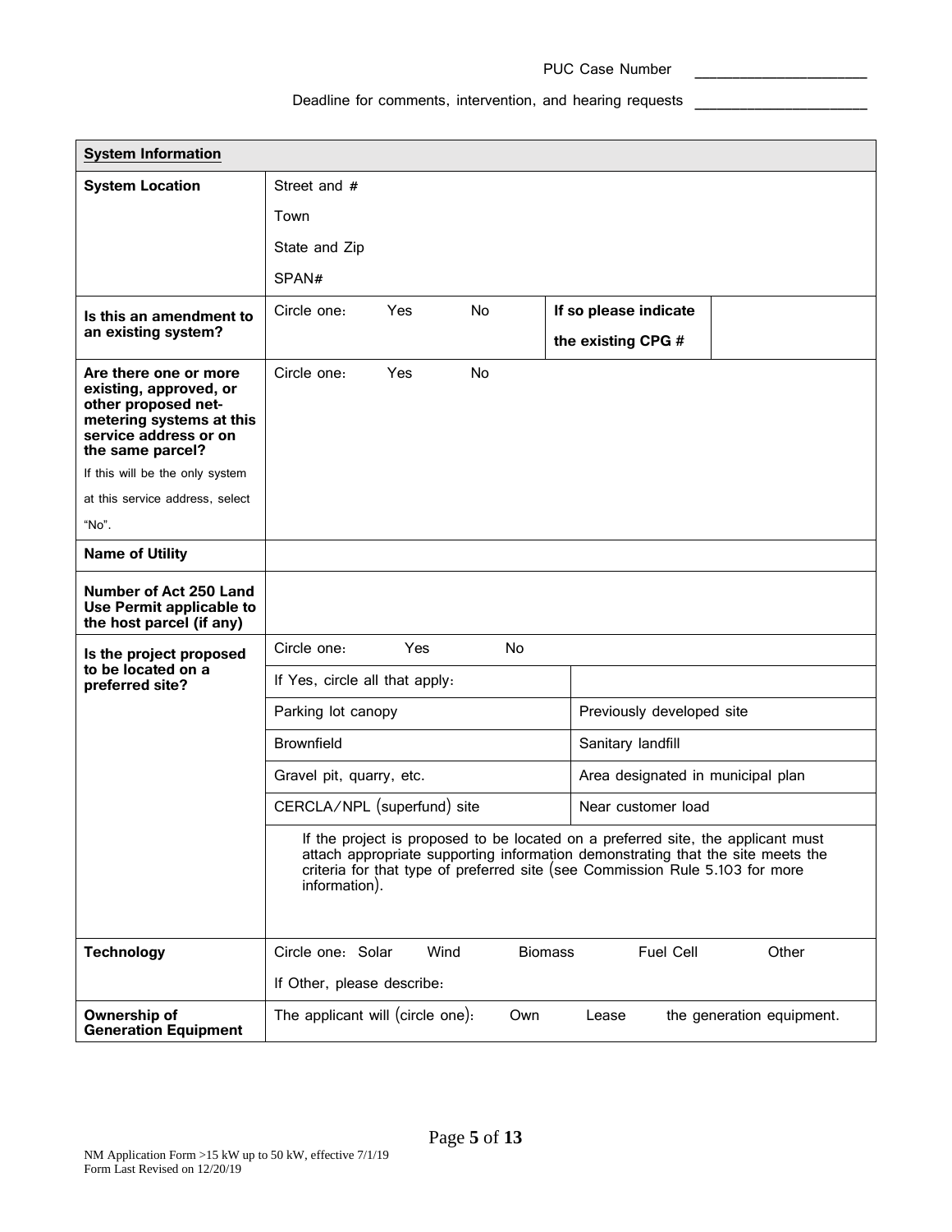PUC Case Number \_\_\_\_\_\_\_\_\_\_\_\_\_\_\_\_\_\_\_\_

Deadline for comments, intervention, and hearing requests \_\_\_\_\_\_\_\_\_\_\_\_\_\_\_\_\_\_\_\_

| **System Information** | | | | |
|---|---|---|---|---|
| **System Location** | Street and # | | | |
| | Town | | | |
| | State and Zip | | | |
| | SPAN# | | | |
| **Is this an amendment to an existing system?** | Circle one: Yes No | | **If so please indicate the existing CPG #** | |
| **Are there one or more existing, approved, or other proposed net-metering systems at this service address or on the same parcel?** If this will be the only system at this service address, select "No". | Circle one: Yes No | | | |
| **Name of Utility** | | | | |
| **Number of Act 250 Land Use Permit applicable to the host parcel (if any)** | | | | |
| **Is the project proposed to be located on a preferred site?** | Circle one: Yes No | | | |
| | If Yes, circle all that apply: | | | |
| | Parking lot canopy | Previously developed site | | |
| | Brownfield | Sanitary landfill | | |
| | Gravel pit, quarry, etc. | Area designated in municipal plan | | |
| | CERCLA/NPL (superfund) site | Near customer load | | |
| | If the project is proposed to be located on a preferred site, the applicant must attach appropriate supporting information demonstrating that the site meets the criteria for that type of preferred site (see Commission Rule 5.103 for more information). | | | |
| **Technology** | Circle one: Solar Wind Biomass Fuel Cell Other | | | |
| | If Other, please describe: | | | |
| **Ownership of Generation Equipment** | The applicant will (circle one): Own Lease the generation equipment. | | | |

NM Application Form >15 kW up to 50 kW, effective 7/1/19
Form Last Revised on 12/20/19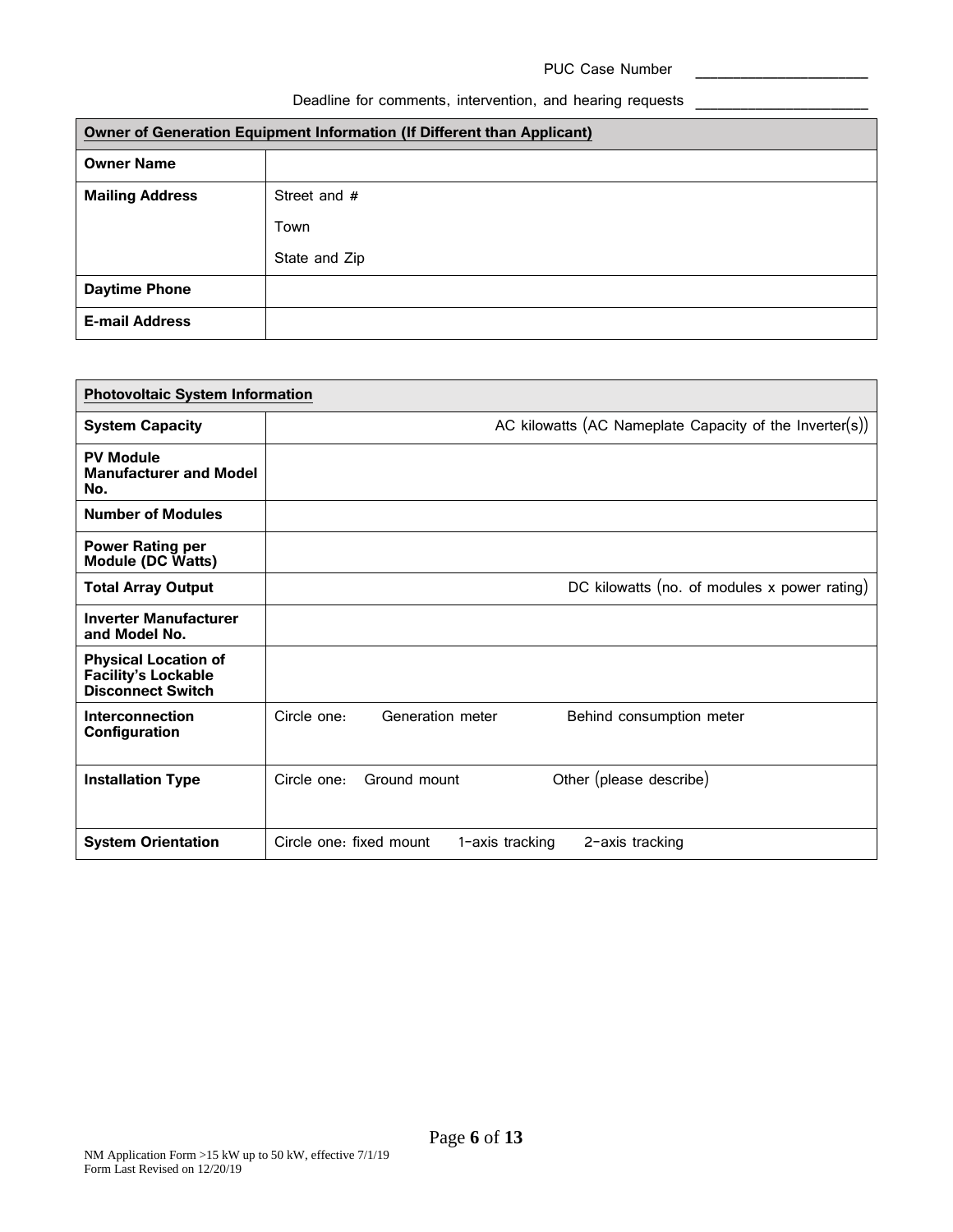PUC Case Number ____________________

Deadline for comments, intervention, and hearing requests ____________________

| **Owner of Generation Equipment Information (If Different than Applicant)** | |
|---|---|
| **Owner Name** | |
| **Mailing Address** | Street and #<br>Town<br>State and Zip |
| **Daytime Phone** | |
| **E-mail Address** | |

| **Photovoltaic System Information** | |
|---|---|
| **System Capacity** | AC kilowatts (AC Nameplate Capacity of the Inverter(s)) |
| **PV Module Manufacturer and Model No.** | |
| **Number of Modules** | |
| **Power Rating per Module (DC Watts)** | |
| **Total Array Output** | DC kilowatts (no. of modules x power rating) |
| **Inverter Manufacturer and Model No.** | |
| **Physical Location of Facility's Lockable Disconnect Switch** | |
| **Interconnection Configuration** | Circle one: Generation meter Behind consumption meter |
| **Installation Type** | Circle one: Ground mount Other (please describe) |
| **System Orientation** | Circle one: fixed mount 1-axis tracking 2-axis tracking |

NM Application Form >15 kW up to 50 kW, effective 7/1/19
Form Last Revised on 12/20/19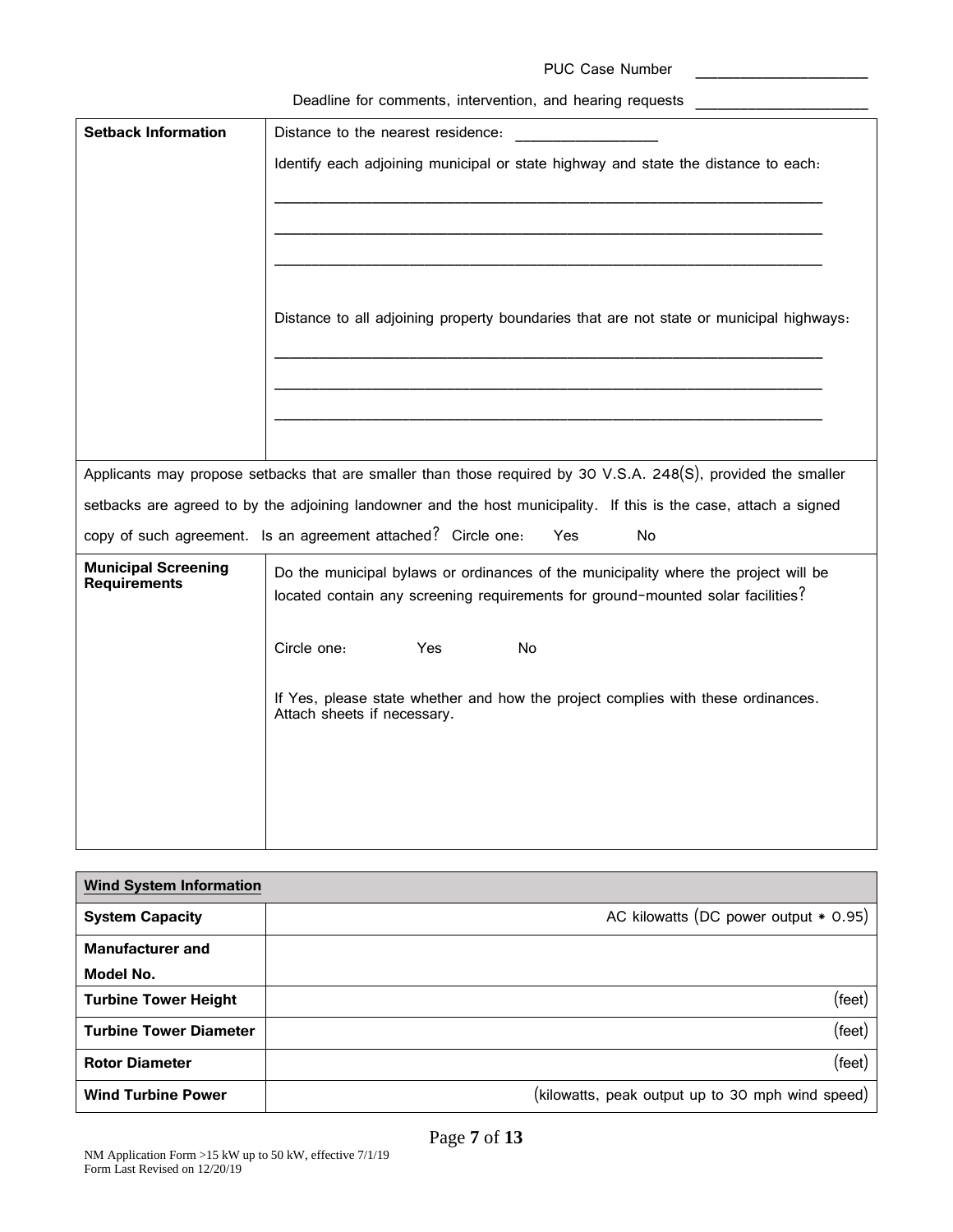PUC Case Number ____________________

Deadline for comments, intervention, and hearing requests ____________________

| **Setback Information** | Distance to the nearest residence: ________________<br><br>Identify each adjoining municipal or state highway and state the distance to each:<br><br>_______________________________________________<br>_______________________________________________<br>_______________________________________________<br><br>Distance to all adjoining property boundaries that are not state or municipal highways:<br><br>_______________________________________________<br>_______________________________________________<br>_______________________________________________ |
|---|---|
| Applicants may propose setbacks that are smaller than those required by 30 V.S.A. 248(S), provided the smaller setbacks are agreed to by the adjoining landowner and the host municipality. If this is the case, attach a signed copy of such agreement. Is an agreement attached? Circle one: Yes No | |
| **Municipal Screening Requirements** | Do the municipal bylaws or ordinances of the municipality where the project will be located contain any screening requirements for ground-mounted solar facilities?<br><br>Circle one: Yes No<br><br>If Yes, please state whether and how the project complies with these ordinances. Attach sheets if necessary. |

| **Wind System Information** | |
|---|---|
| **System Capacity** | AC kilowatts (DC power output * 0.95) |
| **Manufacturer and Model No.** | |
| **Turbine Tower Height** | (feet) |
| **Turbine Tower Diameter** | (feet) |
| **Rotor Diameter** | (feet) |
| **Wind Turbine Power** | (kilowatts, peak output up to 30 mph wind speed) |

NM Application Form >15 kW up to 50 kW, effective 7/1/19
Form Last Revised on 12/20/19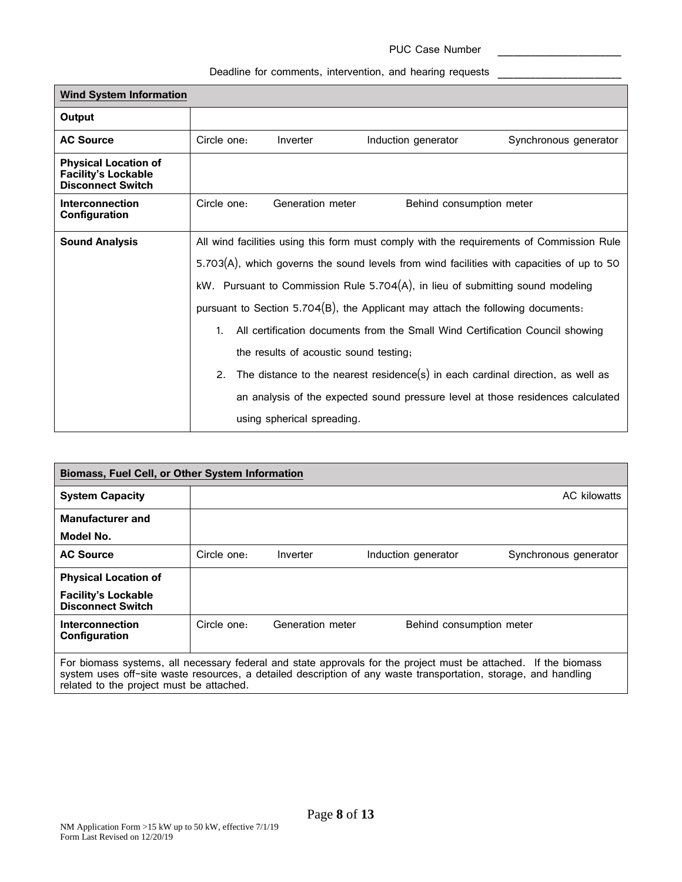PUC Case Number ____________________

Deadline for comments, intervention, and hearing requests ____________________

| **Wind System Information** | |
|---|---|
| **Output** | |
| **AC Source** | Circle one: Inverter Induction generator Synchronous generator |
| **Physical Location of Facility's Lockable Disconnect Switch** | |
| **Interconnection Configuration** | Circle one: Generation meter Behind consumption meter |
| **Sound Analysis** | All wind facilities using this form must comply with the requirements of Commission Rule 5.703(A), which governs the sound levels from wind facilities with capacities of up to 50 kW. Pursuant to Commission Rule 5.704(A), in lieu of submitting sound modeling pursuant to Section 5.704(B), the Applicant may attach the following documents:<br>1. All certification documents from the Small Wind Certification Council showing the results of acoustic sound testing;<br>2. The distance to the nearest residence(s) in each cardinal direction, as well as an analysis of the expected sound pressure level at those residences calculated using spherical spreading. |

| **Biomass, Fuel Cell, or Other System Information** | |
|---|---|
| **System Capacity** | AC kilowatts |
| **Manufacturer and Model No.** | |
| **AC Source** | Circle one: Inverter Induction generator Synchronous generator |
| **Physical Location of Facility's Lockable Disconnect Switch** | |
| **Interconnection Configuration** | Circle one: Generation meter Behind consumption meter |
| For biomass systems, all necessary federal and state approvals for the project must be attached. If the biomass system uses off-site waste resources, a detailed description of any waste transportation, storage, and handling related to the project must be attached. | |

NM Application Form >15 kW up to 50 kW, effective 7/1/19
Form Last Revised on 12/20/19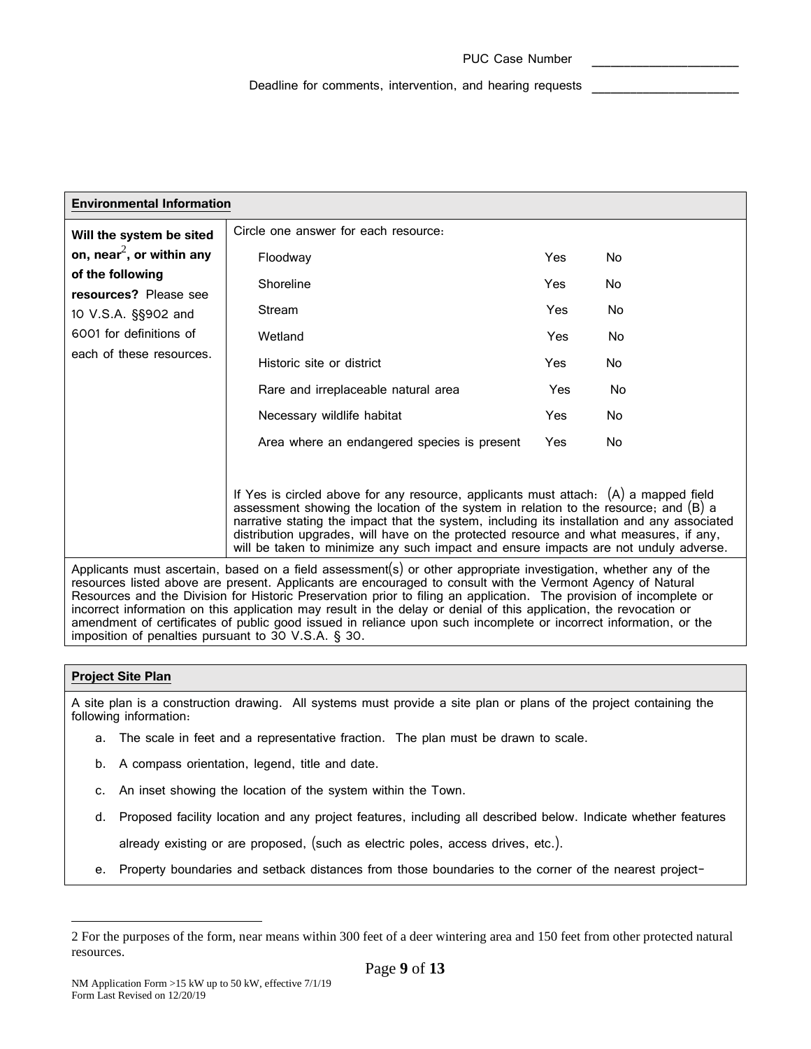PUC Case Number ____________________

Deadline for comments, intervention, and hearing requests ____________________

## Environmental Information

| **Will the system be sited on, near[2], or within any of the following resources?** Please see 10 V.S.A. §§902 and 6001 for definitions of each of these resources. | Circle one answer for each resource: | | |
|---|---|---|---|
| | Floodway | Yes | No |
| | Shoreline | Yes | No |
| | Stream | Yes | No |
| | Wetland | Yes | No |
| | Historic site or district | Yes | No |
| | Rare and irreplaceable natural area | Yes | No |
| | Necessary wildlife habitat | Yes | No |
| | Area where an endangered species is present | Yes | No |
| | If Yes is circled above for any resource, applicants must attach: (A) a mapped field assessment showing the location of the system in relation to the resource; and (B) a narrative stating the impact that the system, including its installation and any associated distribution upgrades, will have on the protected resource and what measures, if any, will be taken to minimize any such impact and ensure impacts are not unduly adverse. | | |

Applicants must ascertain, based on a field assessment(s) or other appropriate investigation, whether any of the resources listed above are present. Applicants are encouraged to consult with the Vermont Agency of Natural Resources and the Division for Historic Preservation prior to filing an application. The provision of incomplete or incorrect information on this application may result in the delay or denial of this application, the revocation or amendment of certificates of public good issued in reliance upon such incomplete or incorrect information, or the imposition of penalties pursuant to 30 V.S.A. § 30.

## Project Site Plan

A site plan is a construction drawing. All systems must provide a site plan or plans of the project containing the following information:

a. The scale in feet and a representative fraction. The plan must be drawn to scale.

b. A compass orientation, legend, title and date.

c. An inset showing the location of the system within the Town.

d. Proposed facility location and any project features, including all described below. Indicate whether features already existing or are proposed, (such as electric poles, access drives, etc.).

e. Property boundaries and setback distances from those boundaries to the corner of the nearest project-

---

2 For the purposes of the form, near means within 300 feet of a deer wintering area and 150 feet from other protected natural resources.

NM Application Form >15 kW up to 50 kW, effective 7/1/19
Form Last Revised on 12/20/19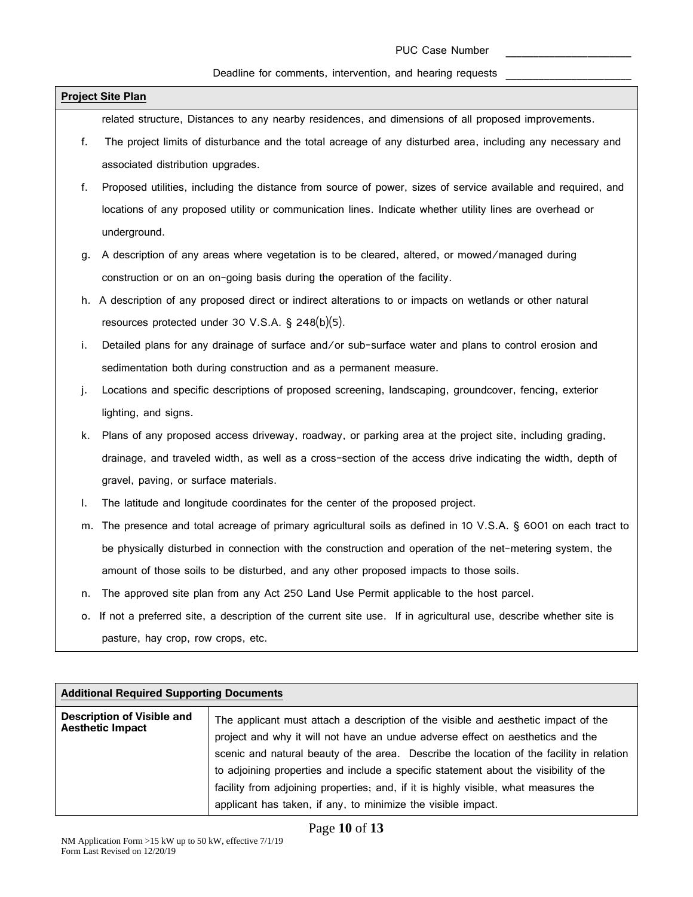PUC Case Number \_\_\_\_\_\_\_\_\_\_\_\_\_\_\_\_\_\_\_\_

Deadline for comments, intervention, and hearing requests \_\_\_\_\_\_\_\_\_\_\_\_\_\_\_\_\_\_\_\_

| **Project Site Plan** |
|---|
| related structure, Distances to any nearby residences, and dimensions of all proposed improvements.<br>f. The project limits of disturbance and the total acreage of any disturbed area, including any necessary and associated distribution upgrades.<br>f. Proposed utilities, including the distance from source of power, sizes of service available and required, and locations of any proposed utility or communication lines. Indicate whether utility lines are overhead or underground.<br>g. A description of any areas where vegetation is to be cleared, altered, or mowed/managed during construction or on an on-going basis during the operation of the facility.<br>h. A description of any proposed direct or indirect alterations to or impacts on wetlands or other natural resources protected under 30 V.S.A. § 248(b)(5).<br>i. Detailed plans for any drainage of surface and/or sub-surface water and plans to control erosion and sedimentation both during construction and as a permanent measure.<br>j. Locations and specific descriptions of proposed screening, landscaping, groundcover, fencing, exterior lighting, and signs.<br>k. Plans of any proposed access driveway, roadway, or parking area at the project site, including grading, drainage, and traveled width, as well as a cross-section of the access drive indicating the width, depth of gravel, paving, or surface materials.<br>l. The latitude and longitude coordinates for the center of the proposed project.<br>m. The presence and total acreage of primary agricultural soils as defined in 10 V.S.A. § 6001 on each tract to be physically disturbed in connection with the construction and operation of the net-metering system, the amount of those soils to be disturbed, and any other proposed impacts to those soils.<br>n. The approved site plan from any Act 250 Land Use Permit applicable to the host parcel.<br>o. If not a preferred site, a description of the current site use. If in agricultural use, describe whether site is pasture, hay crop, row crops, etc. |

| **Additional Required Supporting Documents** | |
|---|---|
| **Description of Visible and Aesthetic Impact** | The applicant must attach a description of the visible and aesthetic impact of the project and why it will not have an undue adverse effect on aesthetics and the scenic and natural beauty of the area. Describe the location of the facility in relation to adjoining properties and include a specific statement about the visibility of the facility from adjoining properties; and, if it is highly visible, what measures the applicant has taken, if any, to minimize the visible impact. |

NM Application Form >15 kW up to 50 kW, effective 7/1/19
Form Last Revised on 12/20/19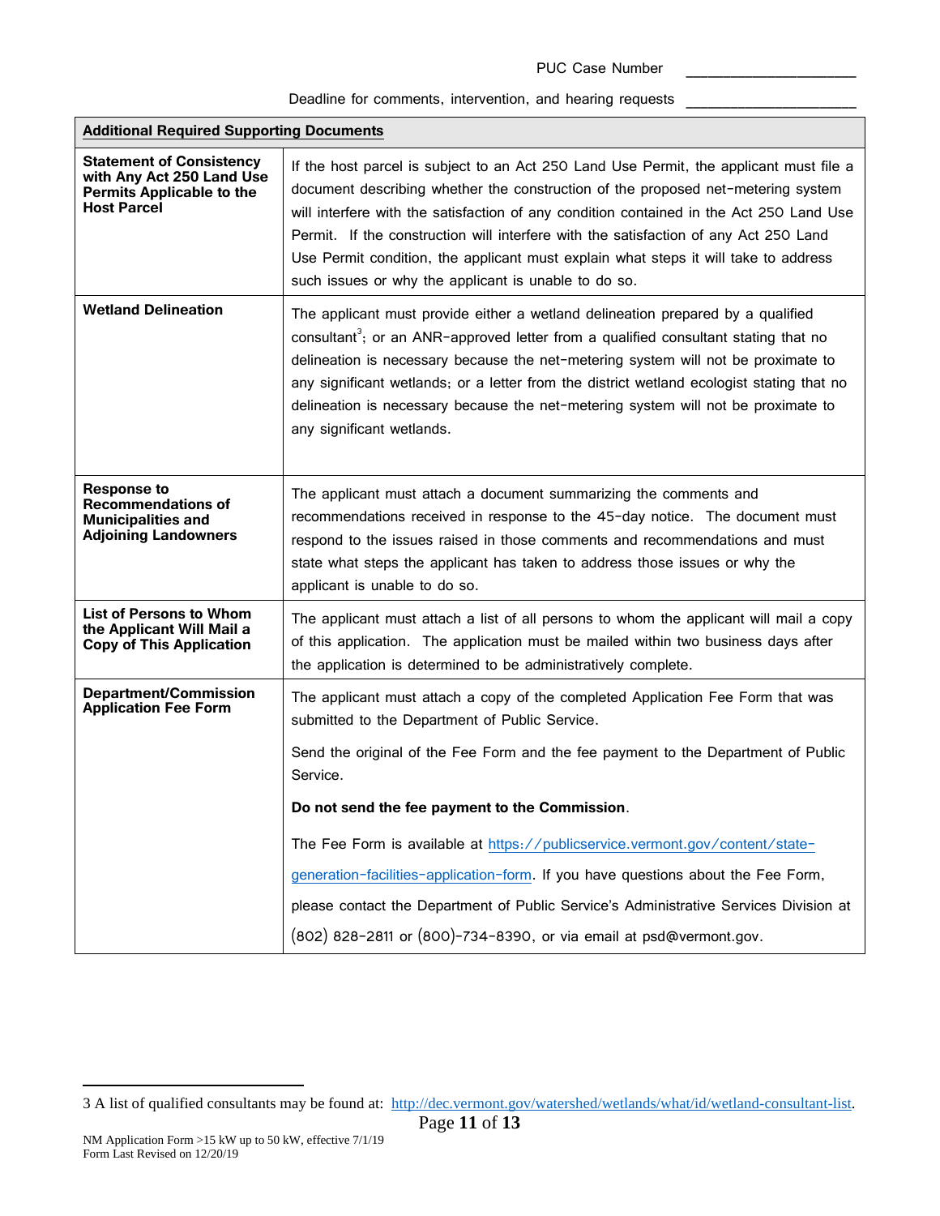PUC Case Number ____________________

Deadline for comments, intervention, and hearing requests ____________________

| **Additional Required Supporting Documents** | |
|---|---|
| **Statement of Consistency with Any Act 250 Land Use Permits Applicable to the Host Parcel** | If the host parcel is subject to an Act 250 Land Use Permit, the applicant must file a document describing whether the construction of the proposed net-metering system will interfere with the satisfaction of any condition contained in the Act 250 Land Use Permit. If the construction will interfere with the satisfaction of any Act 250 Land Use Permit condition, the applicant must explain what steps it will take to address such issues or why the applicant is unable to do so. |
| **Wetland Delineation** | The applicant must provide either a wetland delineation prepared by a qualified consultant[3]; or an ANR-approved letter from a qualified consultant stating that no delineation is necessary because the net-metering system will not be proximate to any significant wetlands; or a letter from the district wetland ecologist stating that no delineation is necessary because the net-metering system will not be proximate to any significant wetlands. |
| **Response to Recommendations of Municipalities and Adjoining Landowners** | The applicant must attach a document summarizing the comments and recommendations received in response to the 45-day notice. The document must respond to the issues raised in those comments and recommendations and must state what steps the applicant has taken to address those issues or why the applicant is unable to do so. |
| **List of Persons to Whom the Applicant Will Mail a Copy of This Application** | The applicant must attach a list of all persons to whom the applicant will mail a copy of this application. The application must be mailed within two business days after the application is determined to be administratively complete. |
| **Department/Commission Application Fee Form** | The applicant must attach a copy of the completed Application Fee Form that was submitted to the Department of Public Service.<br><br>Send the original of the Fee Form and the fee payment to the Department of Public Service.<br><br>**Do not send the fee payment to the Commission**.<br><br>The Fee Form is available at [https://publicservice.vermont.gov/content/state-generation-facilities-application-form](https://publicservice.vermont.gov/content/state-generation-facilities-application-form). If you have questions about the Fee Form, please contact the Department of Public Service's Administrative Services Division at (802) 828-2811 or (800)-734-8390, or via email at psd@vermont.gov. |

3 A list of qualified consultants may be found at: [http://dec.vermont.gov/watershed/wetlands/what/id/wetland-consultant-list](http://dec.vermont.gov/watershed/wetlands/what/id/wetland-consultant-list).

NM Application Form >15 kW up to 50 kW, effective 7/1/19
Form Last Revised on 12/20/19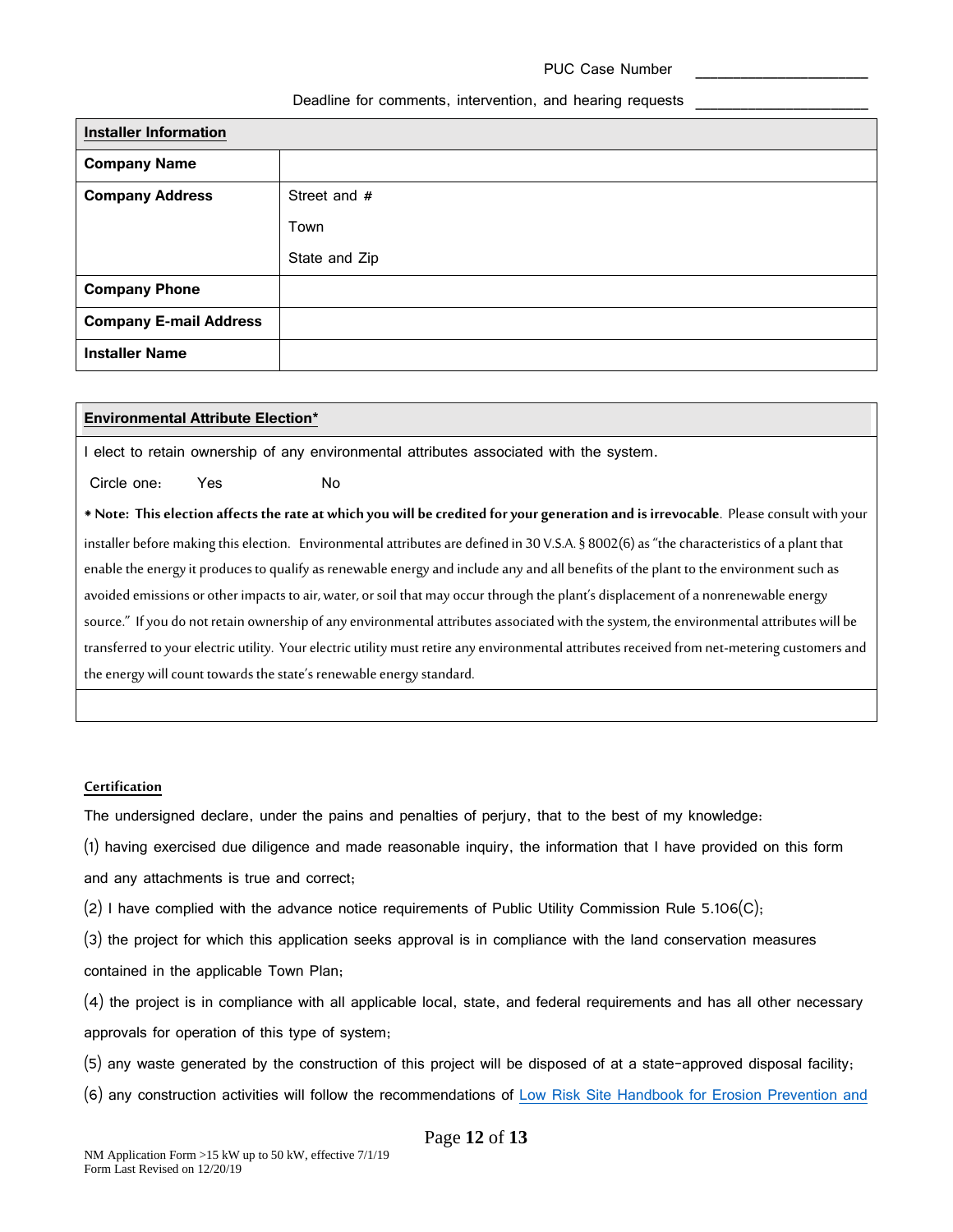PUC Case Number \_\_\_\_\_\_\_\_\_\_\_\_\_\_\_\_\_\_\_\_\_

Deadline for comments, intervention, and hearing requests \_\_\_\_\_\_\_\_\_\_\_\_\_\_\_\_\_\_\_\_\_

| **Installer Information** | |
|---|---|
| **Company Name** | |
| **Company Address** | Street and # <br> Town <br> State and Zip |
| **Company Phone** | |
| **Company E-mail Address** | |
| **Installer Name** | |

**Environmental Attribute Election***

I elect to retain ownership of any environmental attributes associated with the system.

Circle one: Yes No

* **Note: This election affects the rate at which you will be credited for your generation and is irrevocable**. Please consult with your installer before making this election. Environmental attributes are defined in 30 V.S.A. § 8002(6) as "the characteristics of a plant that enable the energy it produces to qualify as renewable energy and include any and all benefits of the plant to the environment such as avoided emissions or other impacts to air, water, or soil that may occur through the plant's displacement of a nonrenewable energy source." If you do not retain ownership of any environmental attributes associated with the system, the environmental attributes will be transferred to your electric utility. Your electric utility must retire any environmental attributes received from net-metering customers and the energy will count towards the state's renewable energy standard.

**Certification**

The undersigned declare, under the pains and penalties of perjury, that to the best of my knowledge:

(1) having exercised due diligence and made reasonable inquiry, the information that I have provided on this form and any attachments is true and correct;

(2) I have complied with the advance notice requirements of Public Utility Commission Rule 5.106(C);

(3) the project for which this application seeks approval is in compliance with the land conservation measures contained in the applicable Town Plan;

(4) the project is in compliance with all applicable local, state, and federal requirements and has all other necessary approvals for operation of this type of system;

(5) any waste generated by the construction of this project will be disposed of at a state-approved disposal facility;

(6) any construction activities will follow the recommendations of Low Risk Site Handbook for Erosion Prevention and

NM Application Form >15 kW up to 50 kW, effective 7/1/19
Form Last Revised on 12/20/19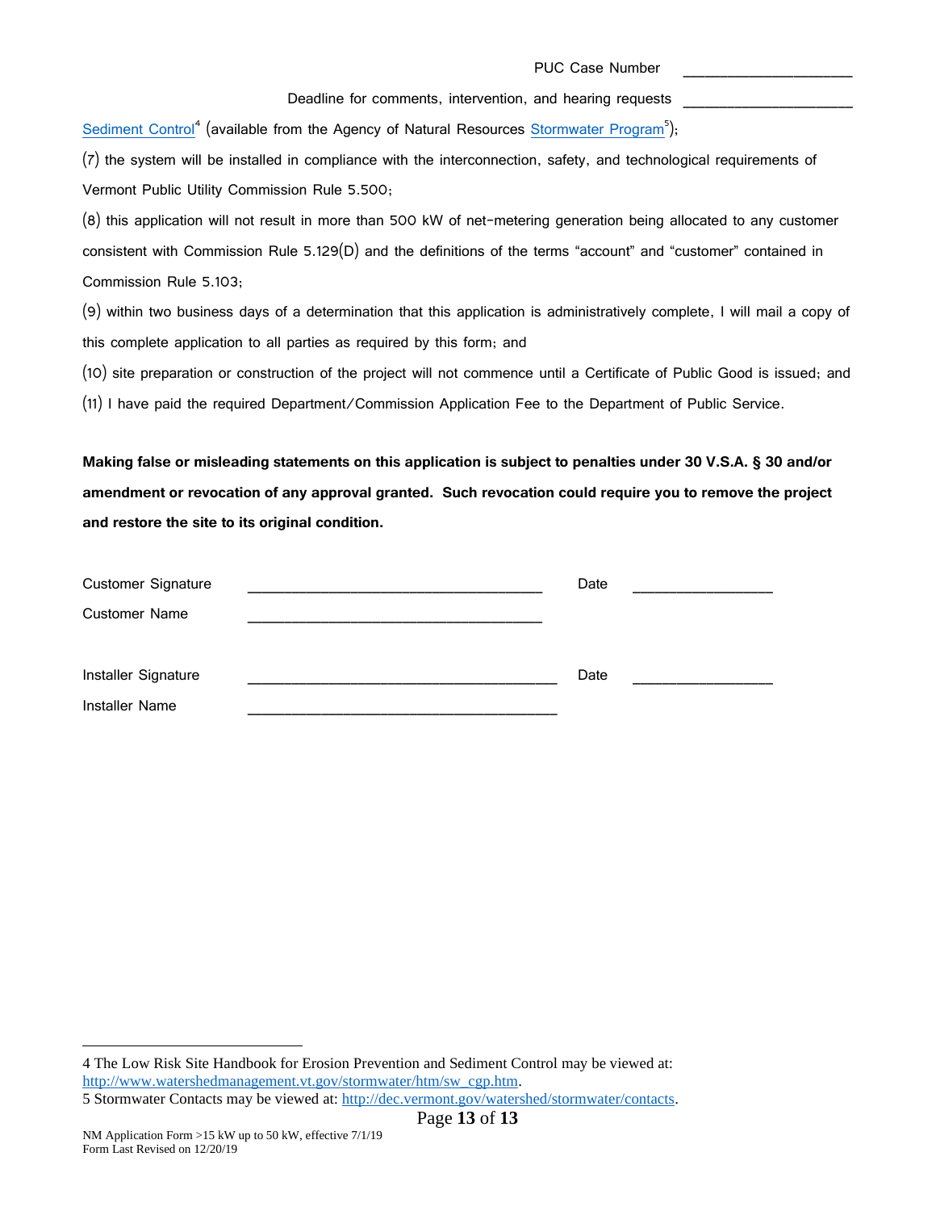PUC Case Number ____________________

Deadline for comments, intervention, and hearing requests ____________________

Sediment Control[4] (available from the Agency of Natural Resources Stormwater Program[5]);

(7) the system will be installed in compliance with the interconnection, safety, and technological requirements of Vermont Public Utility Commission Rule 5.500;

(8) this application will not result in more than 500 kW of net-metering generation being allocated to any customer consistent with Commission Rule 5.129(D) and the definitions of the terms "account" and "customer" contained in Commission Rule 5.103;

(9) within two business days of a determination that this application is administratively complete, I will mail a copy of this complete application to all parties as required by this form; and

(10) site preparation or construction of the project will not commence until a Certificate of Public Good is issued; and

(11) I have paid the required Department/Commission Application Fee to the Department of Public Service.

**Making false or misleading statements on this application is subject to penalties under 30 V.S.A. § 30 and/or amendment or revocation of any approval granted. Such revocation could require you to remove the project and restore the site to its original condition.**

Customer Signature ________________________________ Date ________________

Customer Name ________________________________

Installer Signature ________________________________ Date ________________

Installer Name ________________________________

---

4 The Low Risk Site Handbook for Erosion Prevention and Sediment Control may be viewed at: http://www.watershedmanagement.vt.gov/stormwater/htm/sw_cgp.htm.

5 Stormwater Contacts may be viewed at: http://dec.vermont.gov/watershed/stormwater/contacts.

NM Application Form >15 kW up to 50 kW, effective 7/1/19
Form Last Revised on 12/20/19